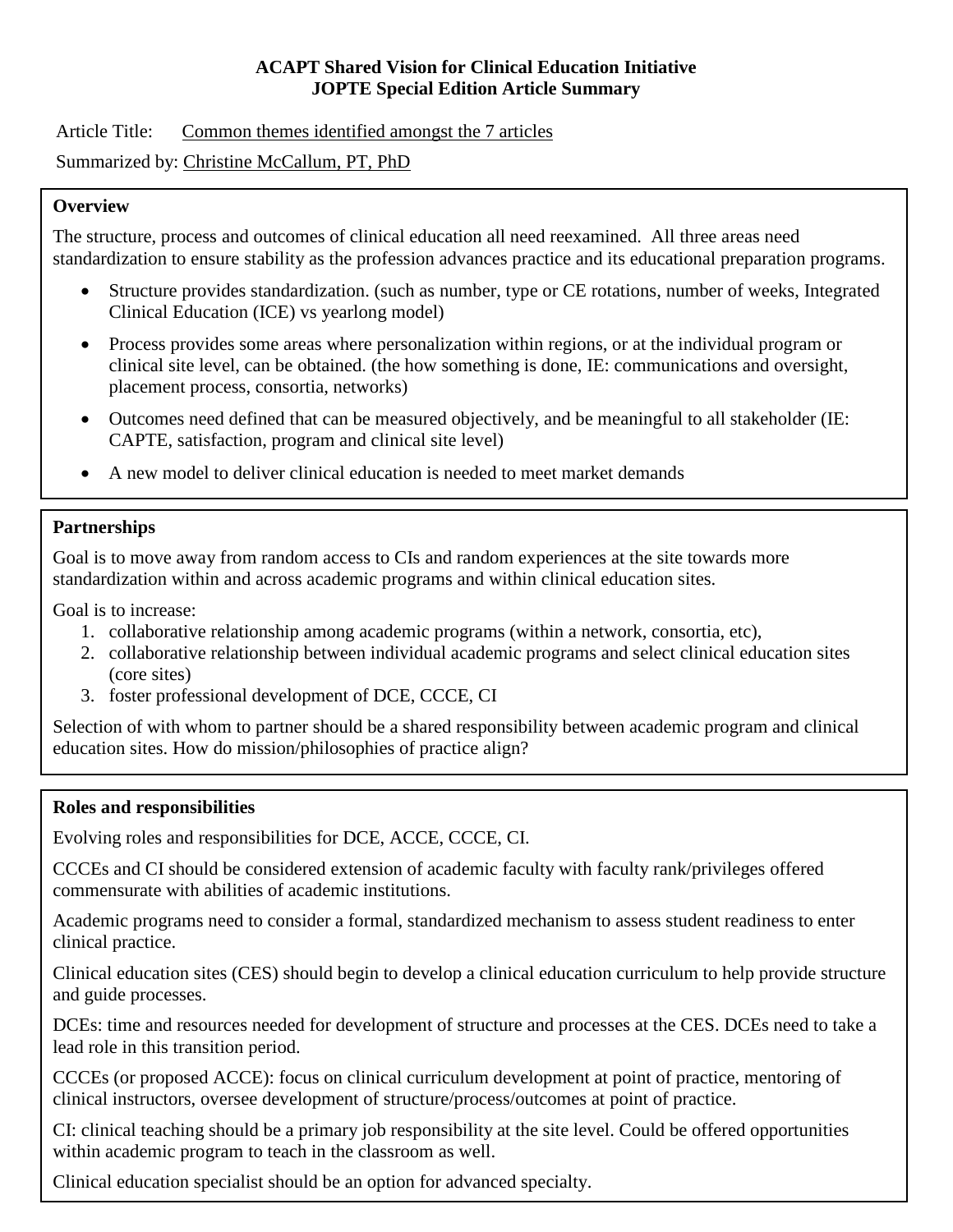**ACAPT Shared Vision for Clinical Education Initiative**
**JOPTE Special Edition Article Summary**

Article Title: Common themes identified amongst the 7 articles

Summarized by: Christine McCallum, PT, PhD

### Overview

The structure, process and outcomes of clinical education all need reexamined. All three areas need standardization to ensure stability as the profession advances practice and its educational preparation programs.

- Structure provides standardization. (such as number, type or CE rotations, number of weeks, Integrated Clinical Education (ICE) vs yearlong model)
- Process provides some areas where personalization within regions, or at the individual program or clinical site level, can be obtained. (the how something is done, IE: communications and oversight, placement process, consortia, networks)
- Outcomes need defined that can be measured objectively, and be meaningful to all stakeholder (IE: CAPTE, satisfaction, program and clinical site level)
- A new model to deliver clinical education is needed to meet market demands

### Partnerships

Goal is to move away from random access to CIs and random experiences at the site towards more standardization within and across academic programs and within clinical education sites.

Goal is to increase:

1. collaborative relationship among academic programs (within a network, consortia, etc),
2. collaborative relationship between individual academic programs and select clinical education sites (core sites)
3. foster professional development of DCE, CCCE, CI

Selection of with whom to partner should be a shared responsibility between academic program and clinical education sites. How do mission/philosophies of practice align?

### Roles and responsibilities

Evolving roles and responsibilities for DCE, ACCE, CCCE, CI.

CCCEs and CI should be considered extension of academic faculty with faculty rank/privileges offered commensurate with abilities of academic institutions.

Academic programs need to consider a formal, standardized mechanism to assess student readiness to enter clinical practice.

Clinical education sites (CES) should begin to develop a clinical education curriculum to help provide structure and guide processes.

DCEs: time and resources needed for development of structure and processes at the CES. DCEs need to take a lead role in this transition period.

CCCEs (or proposed ACCE): focus on clinical curriculum development at point of practice, mentoring of clinical instructors, oversee development of structure/process/outcomes at point of practice.

CI: clinical teaching should be a primary job responsibility at the site level. Could be offered opportunities within academic program to teach in the classroom as well.

Clinical education specialist should be an option for advanced specialty.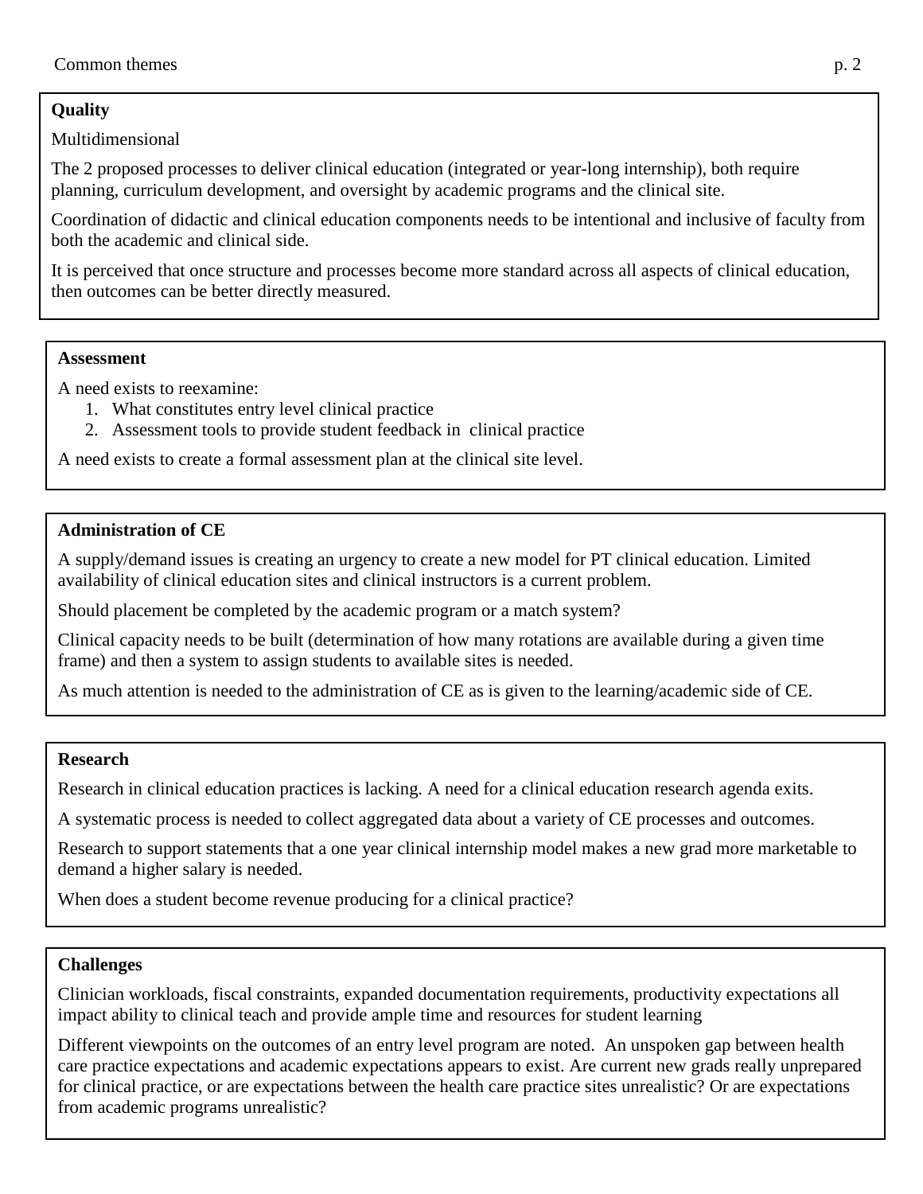**Quality**

Multidimensional

The 2 proposed processes to deliver clinical education (integrated or year-long internship), both require planning, curriculum development, and oversight by academic programs and the clinical site.

Coordination of didactic and clinical education components needs to be intentional and inclusive of faculty from both the academic and clinical side.

It is perceived that once structure and processes become more standard across all aspects of clinical education, then outcomes can be better directly measured.

**Assessment**

A need exists to reexamine:

1. What constitutes entry level clinical practice
2. Assessment tools to provide student feedback in clinical practice

A need exists to create a formal assessment plan at the clinical site level.

**Administration of CE**

A supply/demand issues is creating an urgency to create a new model for PT clinical education. Limited availability of clinical education sites and clinical instructors is a current problem.

Should placement be completed by the academic program or a match system?

Clinical capacity needs to be built (determination of how many rotations are available during a given time frame) and then a system to assign students to available sites is needed.

As much attention is needed to the administration of CE as is given to the learning/academic side of CE.

**Research**

Research in clinical education practices is lacking. A need for a clinical education research agenda exits.

A systematic process is needed to collect aggregated data about a variety of CE processes and outcomes.

Research to support statements that a one year clinical internship model makes a new grad more marketable to demand a higher salary is needed.

When does a student become revenue producing for a clinical practice?

**Challenges**

Clinician workloads, fiscal constraints, expanded documentation requirements, productivity expectations all impact ability to clinical teach and provide ample time and resources for student learning

Different viewpoints on the outcomes of an entry level program are noted. An unspoken gap between health care practice expectations and academic expectations appears to exist. Are current new grads really unprepared for clinical practice, or are expectations between the health care practice sites unrealistic? Or are expectations from academic programs unrealistic?